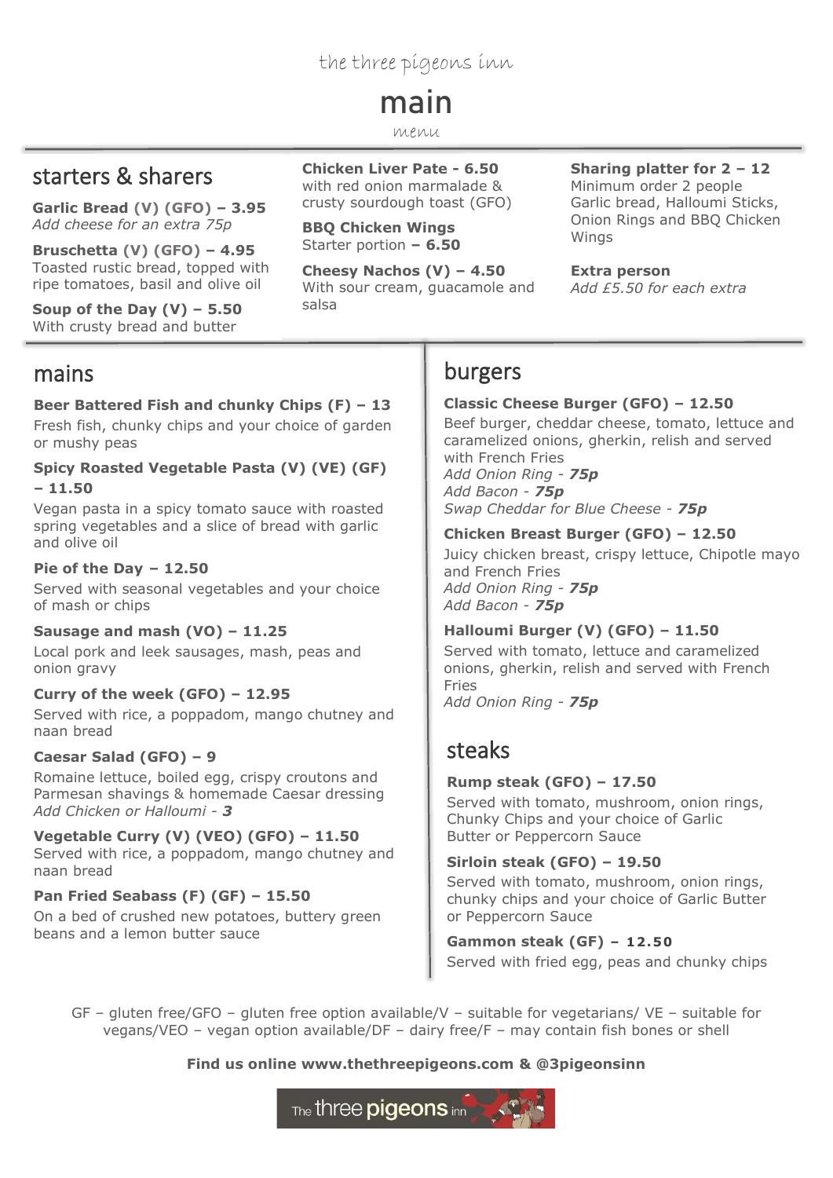the three pigeons inn

# main

menu

## starters & sharers

**Garlic Bread (V) (GFO) – 3.95**
*Add cheese for an extra 75p*

**Bruschetta (V) (GFO) – 4.95**
Toasted rustic bread, topped with ripe tomatoes, basil and olive oil

**Soup of the Day (V) – 5.50**
With crusty bread and butter

**Chicken Liver Pate - 6.50**
with red onion marmalade & crusty sourdough toast (GFO)

**BBQ Chicken Wings**
Starter portion **– 6.50**

**Cheesy Nachos (V) – 4.50**
With sour cream, guacamole and salsa

**Sharing platter for 2 – 12**
Minimum order 2 people
Garlic bread, Halloumi Sticks, Onion Rings and BBQ Chicken Wings

**Extra person**
*Add £5.50 for each extra*

## mains

**Beer Battered Fish and chunky Chips (F) – 13**
Fresh fish, chunky chips and your choice of garden or mushy peas

**Spicy Roasted Vegetable Pasta (V) (VE) (GF) – 11.50**
Vegan pasta in a spicy tomato sauce with roasted spring vegetables and a slice of bread with garlic and olive oil

**Pie of the Day – 12.50**
Served with seasonal vegetables and your choice of mash or chips

**Sausage and mash (VO) – 11.25**
Local pork and leek sausages, mash, peas and onion gravy

**Curry of the week (GFO) – 12.95**
Served with rice, a poppadom, mango chutney and naan bread

**Caesar Salad (GFO) – 9**
Romaine lettuce, boiled egg, crispy croutons and Parmesan shavings & homemade Caesar dressing
*Add Chicken or Halloumi - **3***

**Vegetable Curry (V) (VEO) (GFO) – 11.50**
Served with rice, a poppadom, mango chutney and naan bread

**Pan Fried Seabass (F) (GF) – 15.50**
On a bed of crushed new potatoes, buttery green beans and a lemon butter sauce

## burgers

**Classic Cheese Burger (GFO) – 12.50**
Beef burger, cheddar cheese, tomato, lettuce and caramelized onions, gherkin, relish and served with French Fries
*Add Onion Ring - **75p***
*Add Bacon - **75p***
*Swap Cheddar for Blue Cheese - **75p***

**Chicken Breast Burger (GFO) – 12.50**
Juicy chicken breast, crispy lettuce, Chipotle mayo and French Fries
*Add Onion Ring - **75p***
*Add Bacon - **75p***

**Halloumi Burger (V) (GFO) – 11.50**
Served with tomato, lettuce and caramelized onions, gherkin, relish and served with French Fries
*Add Onion Ring - **75p***

## steaks

**Rump steak (GFO) – 17.50**
Served with tomato, mushroom, onion rings, Chunky Chips and your choice of Garlic Butter or Peppercorn Sauce

**Sirloin steak (GFO) – 19.50**
Served with tomato, mushroom, onion rings, chunky chips and your choice of Garlic Butter or Peppercorn Sauce

**Gammon steak (GF) – 12.50**
Served with fried egg, peas and chunky chips

GF – gluten free/GFO – gluten free option available/V – suitable for vegetarians/ VE – suitable for vegans/VEO – vegan option available/DF – dairy free/F – may contain fish bones or shell

**Find us online www.thethreepigeons.com & @3pigeonsinn**

The three pigeons inn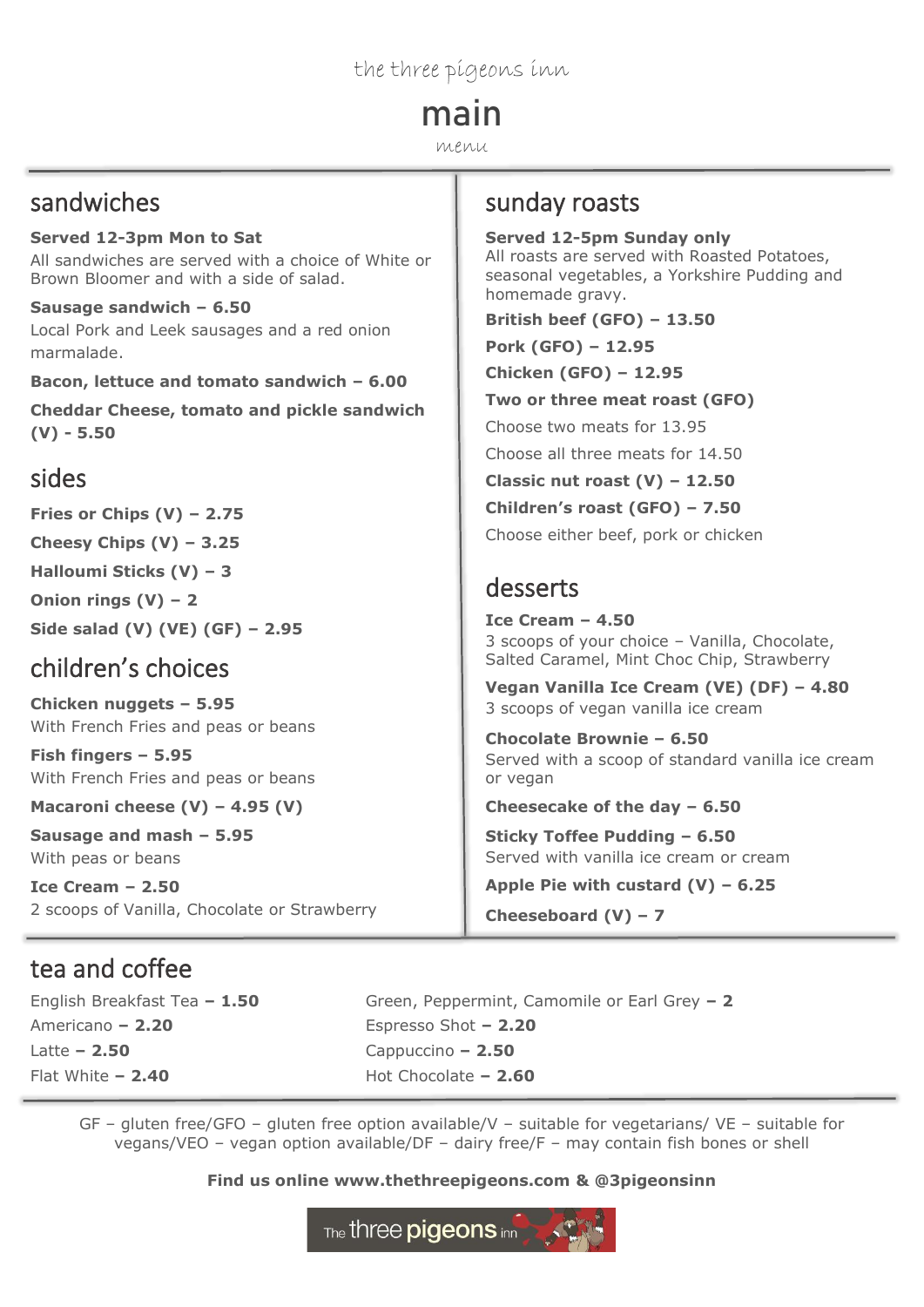the three pigeons inn

# main

menu

## sandwiches

**Served 12-3pm Mon to Sat**
All sandwiches are served with a choice of White or Brown Bloomer and with a side of salad.

**Sausage sandwich – 6.50**
Local Pork and Leek sausages and a red onion marmalade.

**Bacon, lettuce and tomato sandwich – 6.00**

**Cheddar Cheese, tomato and pickle sandwich (V) - 5.50**

## sides

**Fries or Chips (V) – 2.75**

**Cheesy Chips (V) – 3.25**

**Halloumi Sticks (V) – 3**

**Onion rings (V) – 2**

**Side salad (V) (VE) (GF) – 2.95**

## children's choices

**Chicken nuggets – 5.95**
With French Fries and peas or beans

**Fish fingers – 5.95**
With French Fries and peas or beans

**Macaroni cheese (V) – 4.95 (V)**

**Sausage and mash – 5.95**
With peas or beans

**Ice Cream – 2.50**
2 scoops of Vanilla, Chocolate or Strawberry

## sunday roasts

**Served 12-5pm Sunday only**
All roasts are served with Roasted Potatoes, seasonal vegetables, a Yorkshire Pudding and homemade gravy.

**British beef (GFO) – 13.50**

**Pork (GFO) – 12.95**

**Chicken (GFO) – 12.95**

**Two or three meat roast (GFO)**

Choose two meats for 13.95

Choose all three meats for 14.50

**Classic nut roast (V) – 12.50**

**Children's roast (GFO) – 7.50**

Choose either beef, pork or chicken

## desserts

**Ice Cream – 4.50**
3 scoops of your choice – Vanilla, Chocolate, Salted Caramel, Mint Choc Chip, Strawberry

**Vegan Vanilla Ice Cream (VE) (DF) – 4.80**
3 scoops of vegan vanilla ice cream

**Chocolate Brownie – 6.50**
Served with a scoop of standard vanilla ice cream or vegan

**Cheesecake of the day – 6.50**

**Sticky Toffee Pudding – 6.50**
Served with vanilla ice cream or cream

**Apple Pie with custard (V) – 6.25**

**Cheeseboard (V) – 7**

## tea and coffee

English Breakfast Tea – **1.50**

Americano – **2.20**

Latte – **2.50**

Flat White – **2.40**

Green, Peppermint, Camomile or Earl Grey – **2**

Espresso Shot – **2.20**

Cappuccino – **2.50**

Hot Chocolate – **2.60**

GF – gluten free/GFO – gluten free option available/V – suitable for vegetarians/ VE – suitable for vegans/VEO – vegan option available/DF – dairy free/F – may contain fish bones or shell

**Find us online www.thethreepigeons.com & @3pigeonsinn**

The three pigeons inn